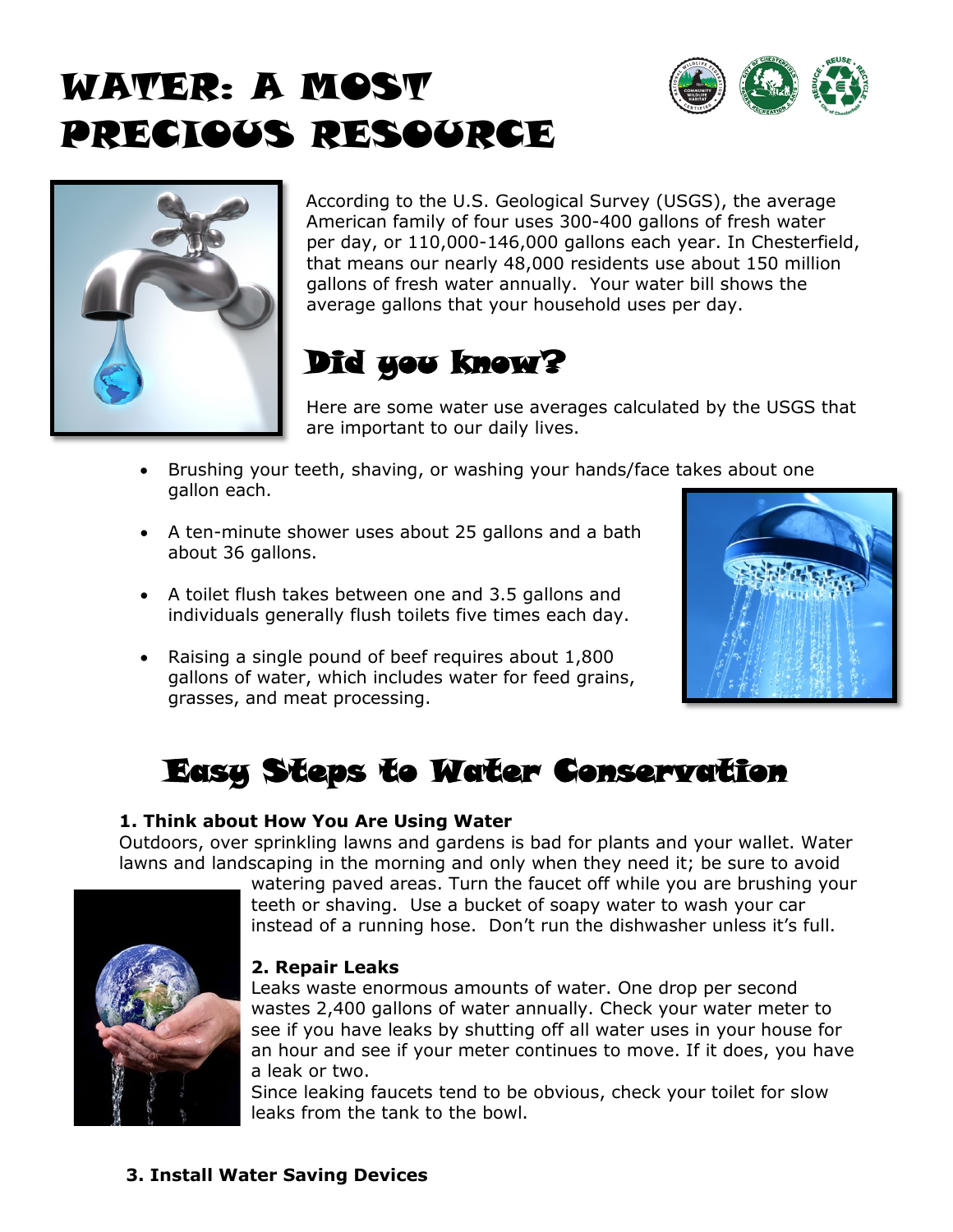# WATER: A MOST PRECIOUS RESOURCE

According to the U.S. Geological Survey (USGS), the average American family of four uses 300-400 gallons of fresh water per day, or 110,000-146,000 gallons each year. In Chesterfield, that means our nearly 48,000 residents use about 150 million gallons of fresh water annually. Your water bill shows the average gallons that your household uses per day.

## Did you know?

Here are some water use averages calculated by the USGS that are important to our daily lives.

- Brushing your teeth, shaving, or washing your hands/face takes about one gallon each.
- A ten-minute shower uses about 25 gallons and a bath about 36 gallons.
- A toilet flush takes between one and 3.5 gallons and individuals generally flush toilets five times each day.
- Raising a single pound of beef requires about 1,800 gallons of water, which includes water for feed grains, grasses, and meat processing.

## Easy Steps to Water Conservation

**1. Think about How You Are Using Water**

Outdoors, over sprinkling lawns and gardens is bad for plants and your wallet. Water lawns and landscaping in the morning and only when they need it; be sure to avoid watering paved areas. Turn the faucet off while you are brushing your teeth or shaving. Use a bucket of soapy water to wash your car instead of a running hose. Don't run the dishwasher unless it's full.

**2. Repair Leaks**

Leaks waste enormous amounts of water. One drop per second wastes 2,400 gallons of water annually. Check your water meter to see if you have leaks by shutting off all water uses in your house for an hour and see if your meter continues to move. If it does, you have a leak or two.

Since leaking faucets tend to be obvious, check your toilet for slow leaks from the tank to the bowl.

**3. Install Water Saving Devices**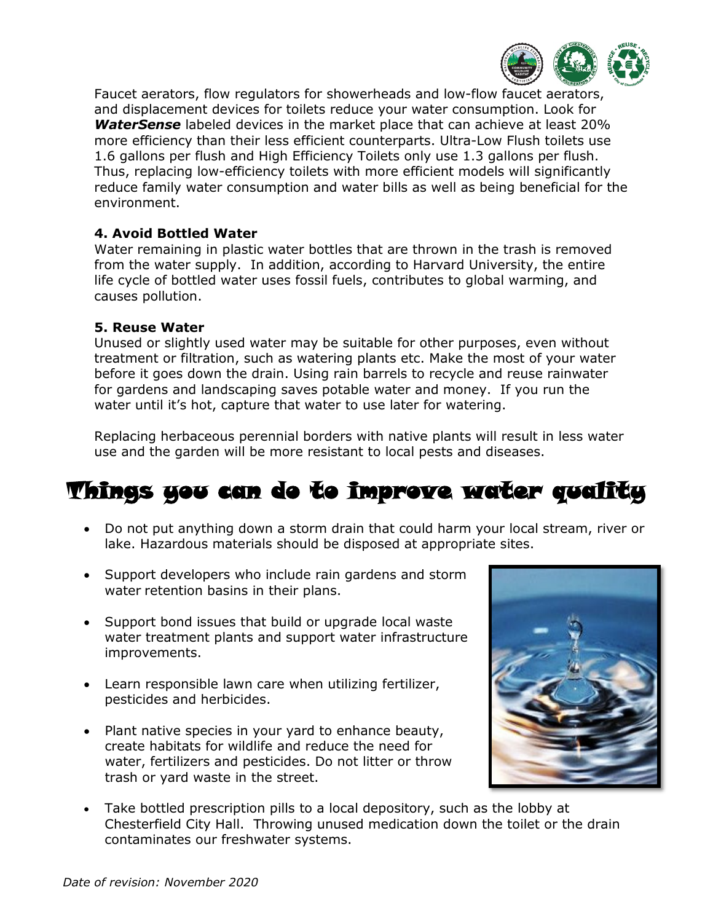Faucet aerators, flow regulators for showerheads and low-flow faucet aerators, and displacement devices for toilets reduce your water consumption. Look for ***WaterSense*** labeled devices in the market place that can achieve at least 20% more efficiency than their less efficient counterparts. Ultra-Low Flush toilets use 1.6 gallons per flush and High Efficiency Toilets only use 1.3 gallons per flush. Thus, replacing low-efficiency toilets with more efficient models will significantly reduce family water consumption and water bills as well as being beneficial for the environment.

**4. Avoid Bottled Water**

Water remaining in plastic water bottles that are thrown in the trash is removed from the water supply. In addition, according to Harvard University, the entire life cycle of bottled water uses fossil fuels, contributes to global warming, and causes pollution.

**5. Reuse Water**

Unused or slightly used water may be suitable for other purposes, even without treatment or filtration, such as watering plants etc. Make the most of your water before it goes down the drain. Using rain barrels to recycle and reuse rainwater for gardens and landscaping saves potable water and money. If you run the water until it's hot, capture that water to use later for watering.

Replacing herbaceous perennial borders with native plants will result in less water use and the garden will be more resistant to local pests and diseases.

# Things you can do to improve water quality

- Do not put anything down a storm drain that could harm your local stream, river or lake. Hazardous materials should be disposed at appropriate sites.
- Support developers who include rain gardens and storm water retention basins in their plans.
- Support bond issues that build or upgrade local waste water treatment plants and support water infrastructure improvements.
- Learn responsible lawn care when utilizing fertilizer, pesticides and herbicides.
- Plant native species in your yard to enhance beauty, create habitats for wildlife and reduce the need for water, fertilizers and pesticides. Do not litter or throw trash or yard waste in the street.
- Take bottled prescription pills to a local depository, such as the lobby at Chesterfield City Hall. Throwing unused medication down the toilet or the drain contaminates our freshwater systems.

*Date of revision: November 2020*